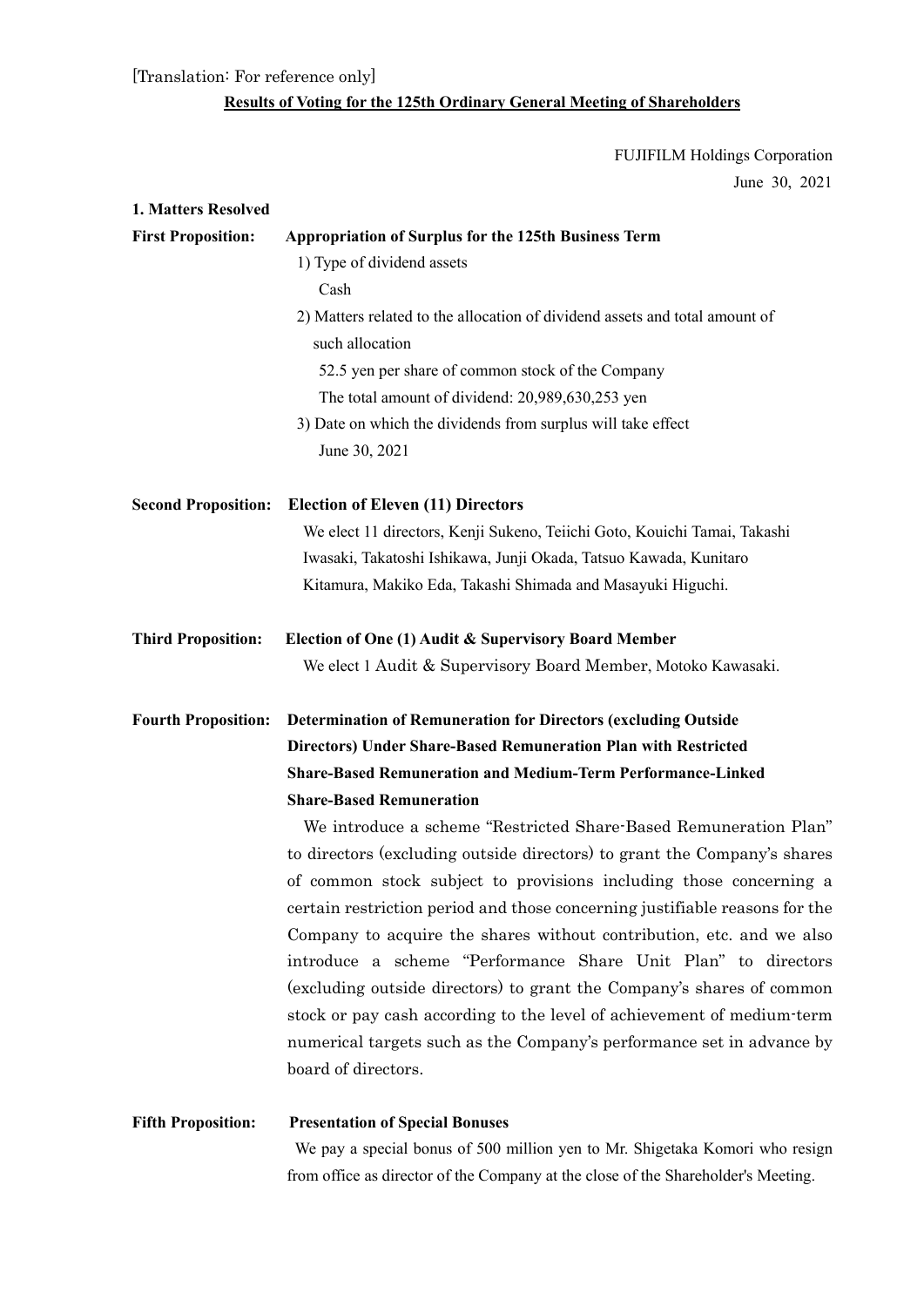[Translation: For reference only]

**Results of Voting for the 125th Ordinary General Meeting of Shareholders**

FUJIFILM Holdings Corporation

June 30, 2021

**1. Matters Resolved**

**First Proposition: Appropriation of Surplus for the 125th Business Term**

1) Type of dividend assets

Cash

2) Matters related to the allocation of dividend assets and total amount of such allocation

52.5 yen per share of common stock of the Company

The total amount of dividend: 20,989,630,253 yen

3) Date on which the dividends from surplus will take effect

June 30, 2021

**Second Proposition: Election of Eleven (11) Directors**

We elect 11 directors, Kenji Sukeno, Teiichi Goto, Kouichi Tamai, Takashi Iwasaki, Takatoshi Ishikawa, Junji Okada, Tatsuo Kawada, Kunitaro Kitamura, Makiko Eda, Takashi Shimada and Masayuki Higuchi.

**Third Proposition: Election of One (1) Audit & Supervisory Board Member**

We elect 1 Audit & Supervisory Board Member, Motoko Kawasaki.

**Fourth Proposition: Determination of Remuneration for Directors (excluding Outside Directors) Under Share-Based Remuneration Plan with Restricted Share-Based Remuneration and Medium-Term Performance-Linked Share-Based Remuneration**

We introduce a scheme "Restricted Share-Based Remuneration Plan" to directors (excluding outside directors) to grant the Company's shares of common stock subject to provisions including those concerning a certain restriction period and those concerning justifiable reasons for the Company to acquire the shares without contribution, etc. and we also introduce a scheme "Performance Share Unit Plan" to directors (excluding outside directors) to grant the Company's shares of common stock or pay cash according to the level of achievement of medium-term numerical targets such as the Company's performance set in advance by board of directors.

**Fifth Proposition: Presentation of Special Bonuses**

We pay a special bonus of 500 million yen to Mr. Shigetaka Komori who resign from office as director of the Company at the close of the Shareholder's Meeting.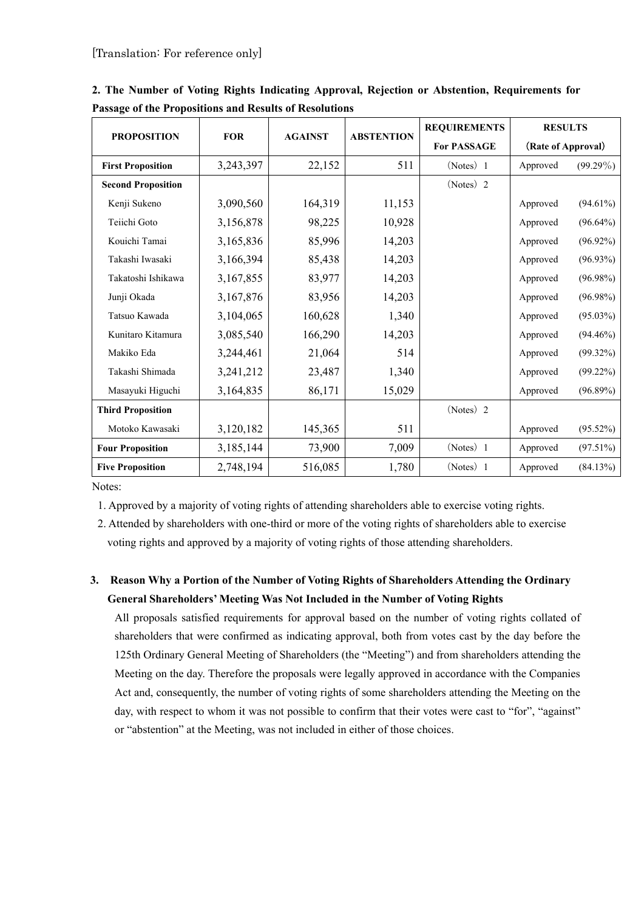[Translation: For reference only]

**2. The Number of Voting Rights Indicating Approval, Rejection or Abstention, Requirements for Passage of the Propositions and Results of Resolutions**

| PROPOSITION | FOR | AGAINST | ABSTENTION | REQUIREMENTS For PASSAGE | RESULTS (Rate of Approval) | |
|---|---|---|---|---|---|---|
| **First Proposition** | 3,243,397 | 22,152 | 511 | (Notes) 1 | Approved | (99.29%) |
| **Second Proposition** | | | | (Notes) 2 | | |
| Kenji Sukeno | 3,090,560 | 164,319 | 11,153 | | Approved | (94.61%) |
| Teiichi Goto | 3,156,878 | 98,225 | 10,928 | | Approved | (96.64%) |
| Kouichi Tamai | 3,165,836 | 85,996 | 14,203 | | Approved | (96.92%) |
| Takashi Iwasaki | 3,166,394 | 85,438 | 14,203 | | Approved | (96.93%) |
| Takatoshi Ishikawa | 3,167,855 | 83,977 | 14,203 | | Approved | (96.98%) |
| Junji Okada | 3,167,876 | 83,956 | 14,203 | | Approved | (96.98%) |
| Tatsuo Kawada | 3,104,065 | 160,628 | 1,340 | | Approved | (95.03%) |
| Kunitaro Kitamura | 3,085,540 | 166,290 | 14,203 | | Approved | (94.46%) |
| Makiko Eda | 3,244,461 | 21,064 | 514 | | Approved | (99.32%) |
| Takashi Shimada | 3,241,212 | 23,487 | 1,340 | | Approved | (99.22%) |
| Masayuki Higuchi | 3,164,835 | 86,171 | 15,029 | | Approved | (96.89%) |
| **Third Proposition** | | | | (Notes) 2 | | |
| Motoko Kawasaki | 3,120,182 | 145,365 | 511 | | Approved | (95.52%) |
| **Four Proposition** | 3,185,144 | 73,900 | 7,009 | (Notes) 1 | Approved | (97.51%) |
| **Five Proposition** | 2,748,194 | 516,085 | 1,780 | (Notes) 1 | Approved | (84.13%) |

Notes:

1. Approved by a majority of voting rights of attending shareholders able to exercise voting rights.
2. Attended by shareholders with one-third or more of the voting rights of shareholders able to exercise voting rights and approved by a majority of voting rights of those attending shareholders.

**3. Reason Why a Portion of the Number of Voting Rights of Shareholders Attending the Ordinary General Shareholders' Meeting Was Not Included in the Number of Voting Rights**

All proposals satisfied requirements for approval based on the number of voting rights collated of shareholders that were confirmed as indicating approval, both from votes cast by the day before the 125th Ordinary General Meeting of Shareholders (the "Meeting") and from shareholders attending the Meeting on the day. Therefore the proposals were legally approved in accordance with the Companies Act and, consequently, the number of voting rights of some shareholders attending the Meeting on the day, with respect to whom it was not possible to confirm that their votes were cast to "for", "against" or "abstention" at the Meeting, was not included in either of those choices.